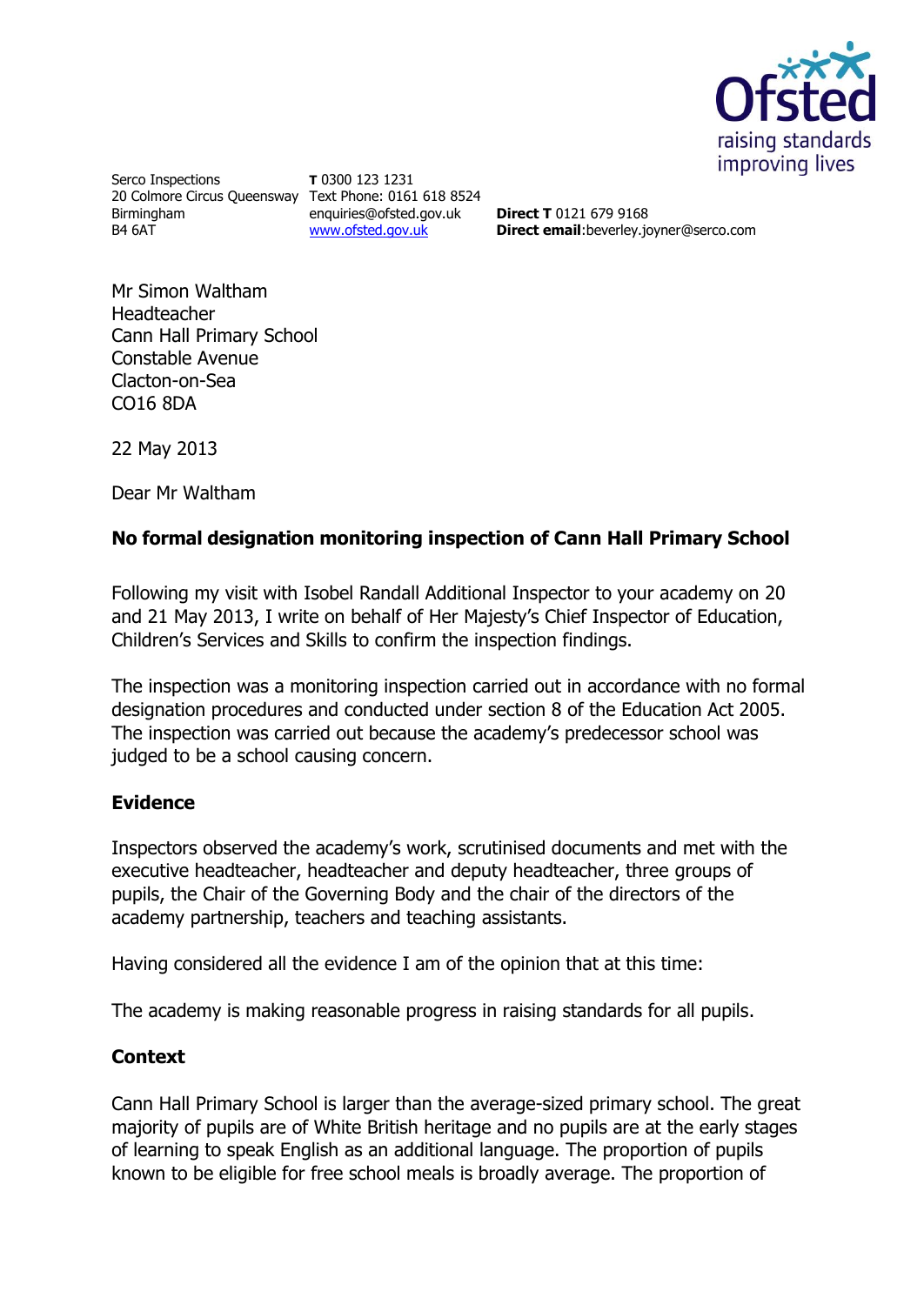Serco Inspections
20 Colmore Circus Queensway
Birmingham
B4 6AT

**T** 0300 123 1231
Text Phone: 0161 618 8524
enquiries@ofsted.gov.uk
www.ofsted.gov.uk

**Direct T** 0121 679 9168
**Direct email**:beverley.joyner@serco.com

Mr Simon Waltham
Headteacher
Cann Hall Primary School
Constable Avenue
Clacton-on-Sea
CO16 8DA

22 May 2013

Dear Mr Waltham

**No formal designation monitoring inspection of Cann Hall Primary School**

Following my visit with Isobel Randall Additional Inspector to your academy on 20 and 21 May 2013, I write on behalf of Her Majesty's Chief Inspector of Education, Children's Services and Skills to confirm the inspection findings.

The inspection was a monitoring inspection carried out in accordance with no formal designation procedures and conducted under section 8 of the Education Act 2005. The inspection was carried out because the academy's predecessor school was judged to be a school causing concern.

**Evidence**

Inspectors observed the academy's work, scrutinised documents and met with the executive headteacher, headteacher and deputy headteacher, three groups of pupils, the Chair of the Governing Body and the chair of the directors of the academy partnership, teachers and teaching assistants.

Having considered all the evidence I am of the opinion that at this time:

The academy is making reasonable progress in raising standards for all pupils.

**Context**

Cann Hall Primary School is larger than the average-sized primary school. The great majority of pupils are of White British heritage and no pupils are at the early stages of learning to speak English as an additional language. The proportion of pupils known to be eligible for free school meals is broadly average. The proportion of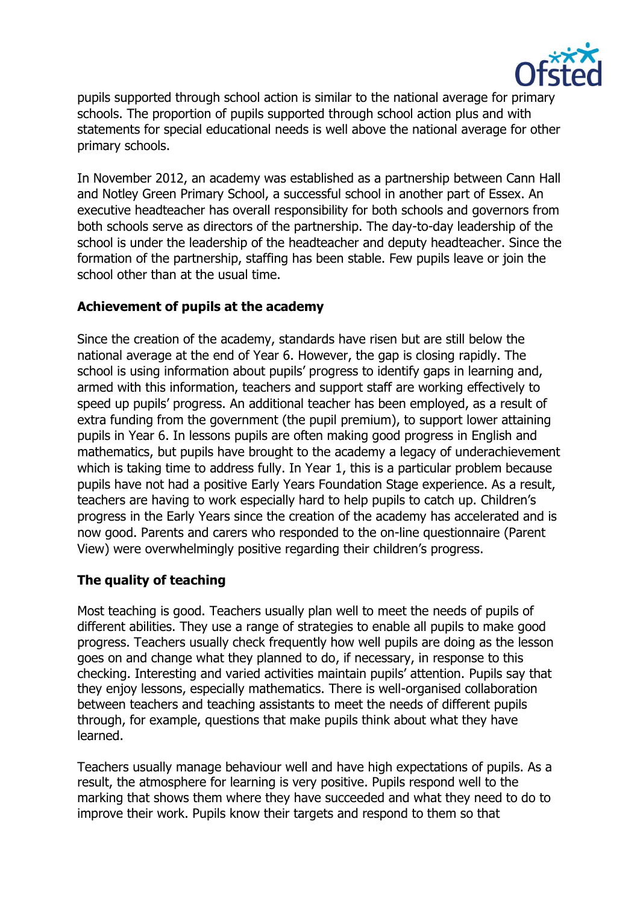pupils supported through school action is similar to the national average for primary schools. The proportion of pupils supported through school action plus and with statements for special educational needs is well above the national average for other primary schools.

In November 2012, an academy was established as a partnership between Cann Hall and Notley Green Primary School, a successful school in another part of Essex. An executive headteacher has overall responsibility for both schools and governors from both schools serve as directors of the partnership. The day-to-day leadership of the school is under the leadership of the headteacher and deputy headteacher. Since the formation of the partnership, staffing has been stable. Few pupils leave or join the school other than at the usual time.

**Achievement of pupils at the academy**

Since the creation of the academy, standards have risen but are still below the national average at the end of Year 6. However, the gap is closing rapidly. The school is using information about pupils' progress to identify gaps in learning and, armed with this information, teachers and support staff are working effectively to speed up pupils' progress. An additional teacher has been employed, as a result of extra funding from the government (the pupil premium), to support lower attaining pupils in Year 6. In lessons pupils are often making good progress in English and mathematics, but pupils have brought to the academy a legacy of underachievement which is taking time to address fully. In Year 1, this is a particular problem because pupils have not had a positive Early Years Foundation Stage experience. As a result, teachers are having to work especially hard to help pupils to catch up. Children's progress in the Early Years since the creation of the academy has accelerated and is now good. Parents and carers who responded to the on-line questionnaire (Parent View) were overwhelmingly positive regarding their children's progress.

**The quality of teaching**

Most teaching is good. Teachers usually plan well to meet the needs of pupils of different abilities. They use a range of strategies to enable all pupils to make good progress. Teachers usually check frequently how well pupils are doing as the lesson goes on and change what they planned to do, if necessary, in response to this checking. Interesting and varied activities maintain pupils' attention. Pupils say that they enjoy lessons, especially mathematics. There is well-organised collaboration between teachers and teaching assistants to meet the needs of different pupils through, for example, questions that make pupils think about what they have learned.

Teachers usually manage behaviour well and have high expectations of pupils. As a result, the atmosphere for learning is very positive. Pupils respond well to the marking that shows them where they have succeeded and what they need to do to improve their work. Pupils know their targets and respond to them so that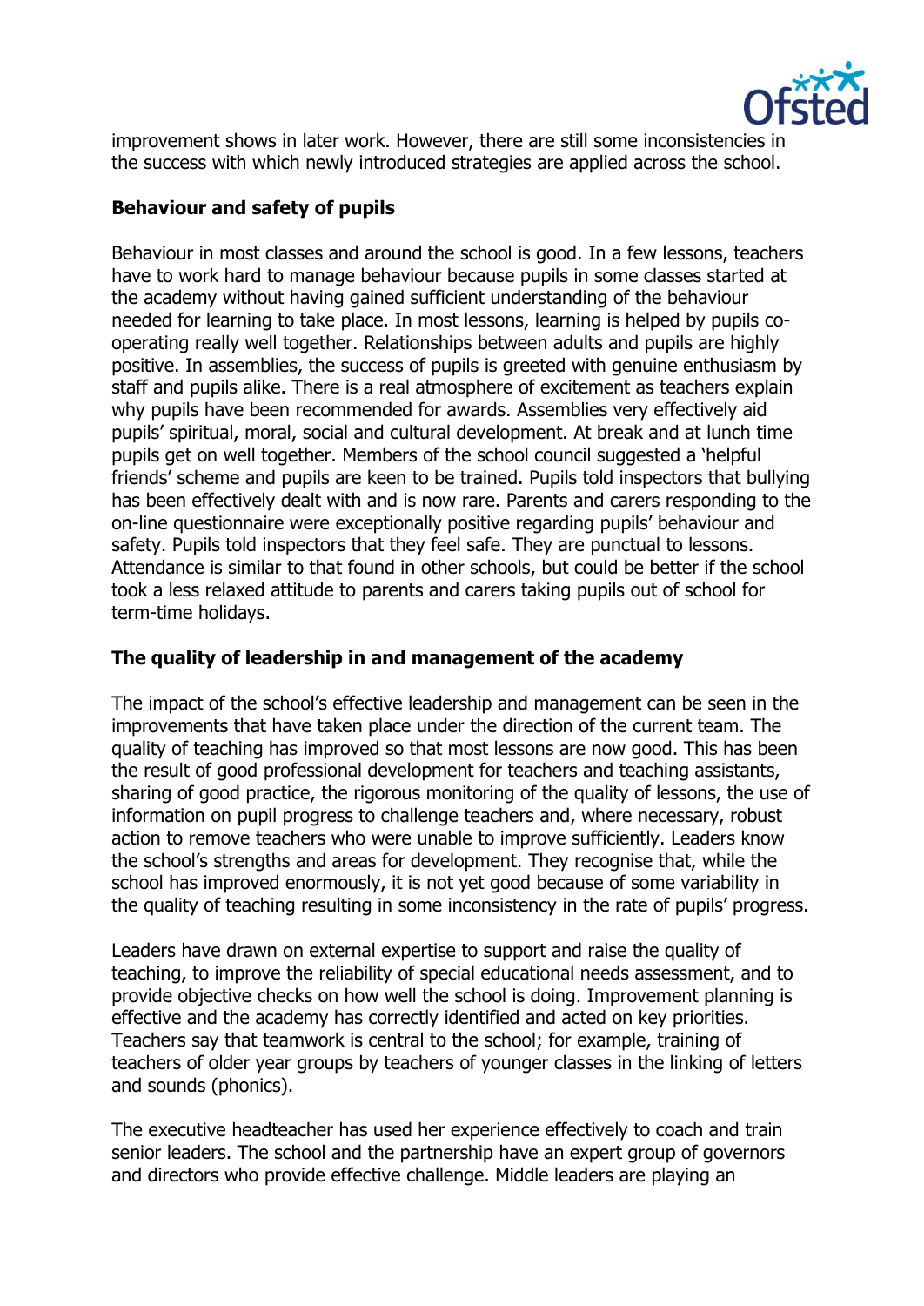improvement shows in later work. However, there are still some inconsistencies in the success with which newly introduced strategies are applied across the school.

## Behaviour and safety of pupils

Behaviour in most classes and around the school is good. In a few lessons, teachers have to work hard to manage behaviour because pupils in some classes started at the academy without having gained sufficient understanding of the behaviour needed for learning to take place. In most lessons, learning is helped by pupils co-operating really well together. Relationships between adults and pupils are highly positive. In assemblies, the success of pupils is greeted with genuine enthusiasm by staff and pupils alike. There is a real atmosphere of excitement as teachers explain why pupils have been recommended for awards. Assemblies very effectively aid pupils' spiritual, moral, social and cultural development. At break and at lunch time pupils get on well together. Members of the school council suggested a 'helpful friends' scheme and pupils are keen to be trained. Pupils told inspectors that bullying has been effectively dealt with and is now rare. Parents and carers responding to the on-line questionnaire were exceptionally positive regarding pupils' behaviour and safety. Pupils told inspectors that they feel safe. They are punctual to lessons. Attendance is similar to that found in other schools, but could be better if the school took a less relaxed attitude to parents and carers taking pupils out of school for term-time holidays.

## The quality of leadership in and management of the academy

The impact of the school's effective leadership and management can be seen in the improvements that have taken place under the direction of the current team. The quality of teaching has improved so that most lessons are now good. This has been the result of good professional development for teachers and teaching assistants, sharing of good practice, the rigorous monitoring of the quality of lessons, the use of information on pupil progress to challenge teachers and, where necessary, robust action to remove teachers who were unable to improve sufficiently. Leaders know the school's strengths and areas for development. They recognise that, while the school has improved enormously, it is not yet good because of some variability in the quality of teaching resulting in some inconsistency in the rate of pupils' progress.

Leaders have drawn on external expertise to support and raise the quality of teaching, to improve the reliability of special educational needs assessment, and to provide objective checks on how well the school is doing. Improvement planning is effective and the academy has correctly identified and acted on key priorities. Teachers say that teamwork is central to the school; for example, training of teachers of older year groups by teachers of younger classes in the linking of letters and sounds (phonics).

The executive headteacher has used her experience effectively to coach and train senior leaders. The school and the partnership have an expert group of governors and directors who provide effective challenge. Middle leaders are playing an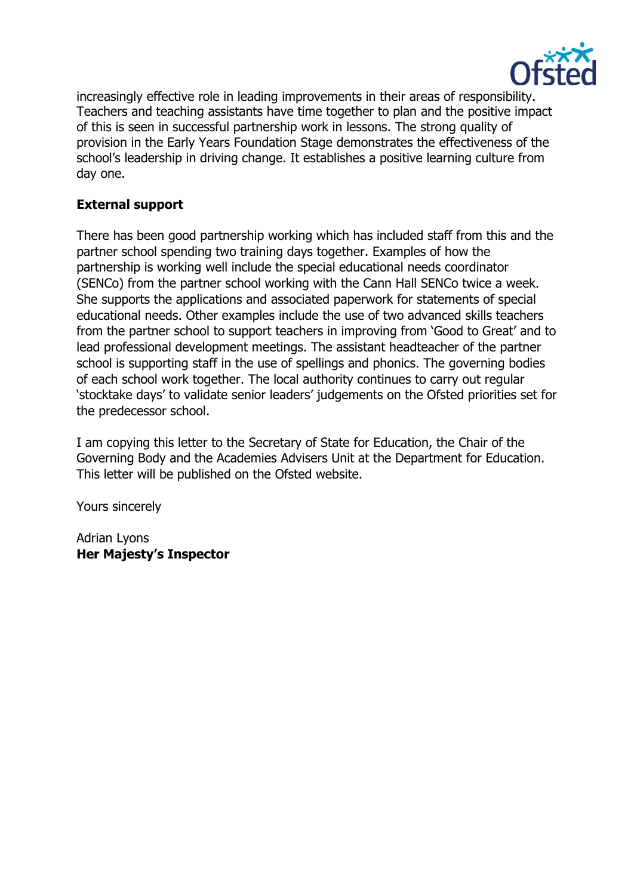increasingly effective role in leading improvements in their areas of responsibility. Teachers and teaching assistants have time together to plan and the positive impact of this is seen in successful partnership work in lessons. The strong quality of provision in the Early Years Foundation Stage demonstrates the effectiveness of the school's leadership in driving change. It establishes a positive learning culture from day one.

**External support**

There has been good partnership working which has included staff from this and the partner school spending two training days together. Examples of how the partnership is working well include the special educational needs coordinator (SENCo) from the partner school working with the Cann Hall SENCo twice a week. She supports the applications and associated paperwork for statements of special educational needs. Other examples include the use of two advanced skills teachers from the partner school to support teachers in improving from 'Good to Great' and to lead professional development meetings. The assistant headteacher of the partner school is supporting staff in the use of spellings and phonics. The governing bodies of each school work together. The local authority continues to carry out regular 'stocktake days' to validate senior leaders' judgements on the Ofsted priorities set for the predecessor school.

I am copying this letter to the Secretary of State for Education, the Chair of the Governing Body and the Academies Advisers Unit at the Department for Education. This letter will be published on the Ofsted website.

Yours sincerely

Adrian Lyons
**Her Majesty's Inspector**